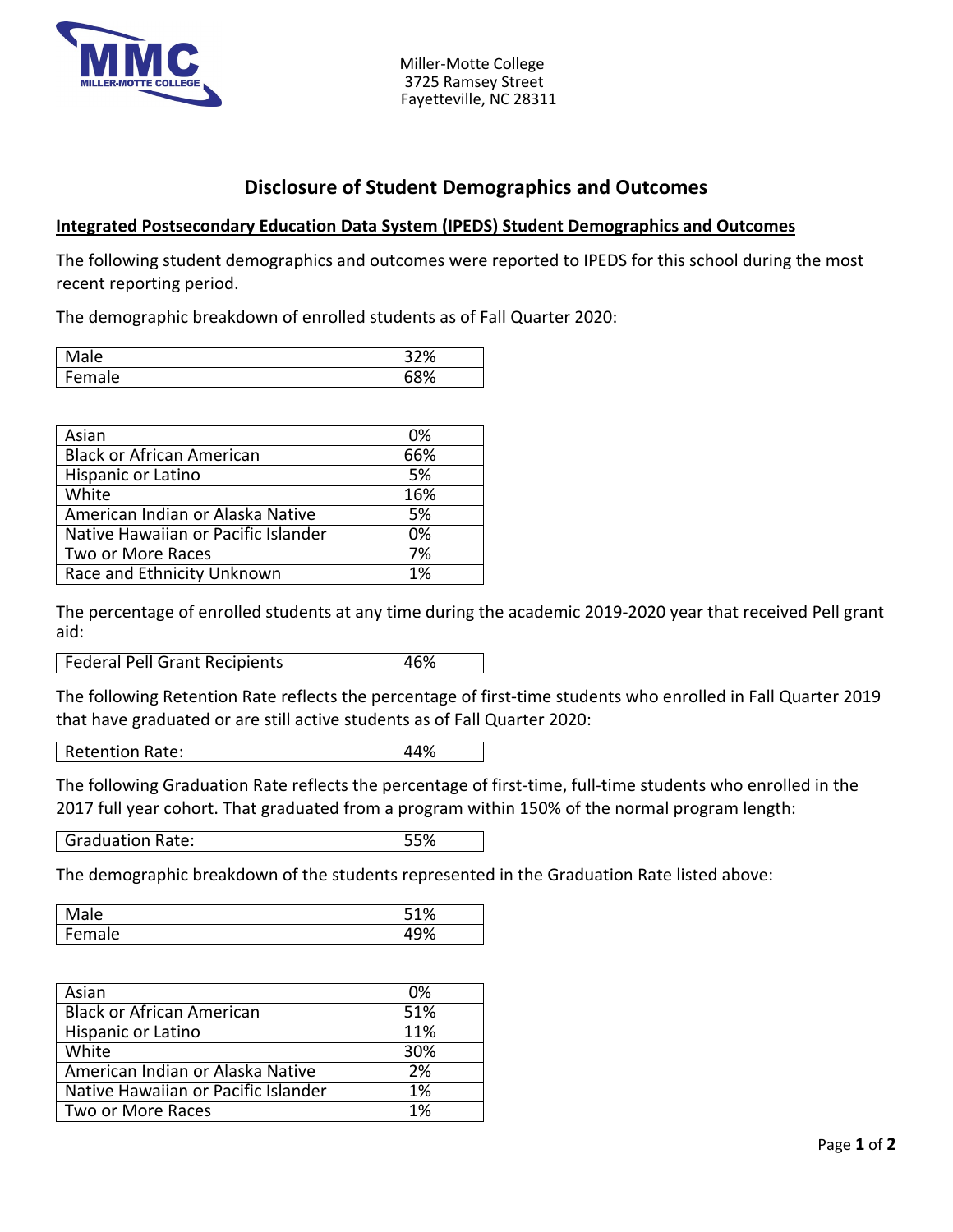Miller-Motte College
3725 Ramsey Street
Fayetteville, NC 28311

# Disclosure of Student Demographics and Outcomes

**Integrated Postsecondary Education Data System (IPEDS) Student Demographics and Outcomes**

The following student demographics and outcomes were reported to IPEDS for this school during the most recent reporting period.

The demographic breakdown of enrolled students as of Fall Quarter 2020:

| | |
|---|---|
| Male | 32% |
| Female | 68% |

| | |
|---|---|
| Asian | 0% |
| Black or African American | 66% |
| Hispanic or Latino | 5% |
| White | 16% |
| American Indian or Alaska Native | 5% |
| Native Hawaiian or Pacific Islander | 0% |
| Two or More Races | 7% |
| Race and Ethnicity Unknown | 1% |

The percentage of enrolled students at any time during the academic 2019-2020 year that received Pell grant aid:

| | |
|---|---|
| Federal Pell Grant Recipients | 46% |

The following Retention Rate reflects the percentage of first-time students who enrolled in Fall Quarter 2019 that have graduated or are still active students as of Fall Quarter 2020:

| | |
|---|---|
| Retention Rate: | 44% |

The following Graduation Rate reflects the percentage of first-time, full-time students who enrolled in the 2017 full year cohort. That graduated from a program within 150% of the normal program length:

| | |
|---|---|
| Graduation Rate: | 55% |

The demographic breakdown of the students represented in the Graduation Rate listed above:

| | |
|---|---|
| Male | 51% |
| Female | 49% |

| | |
|---|---|
| Asian | 0% |
| Black or African American | 51% |
| Hispanic or Latino | 11% |
| White | 30% |
| American Indian or Alaska Native | 2% |
| Native Hawaiian or Pacific Islander | 1% |
| Two or More Races | 1% |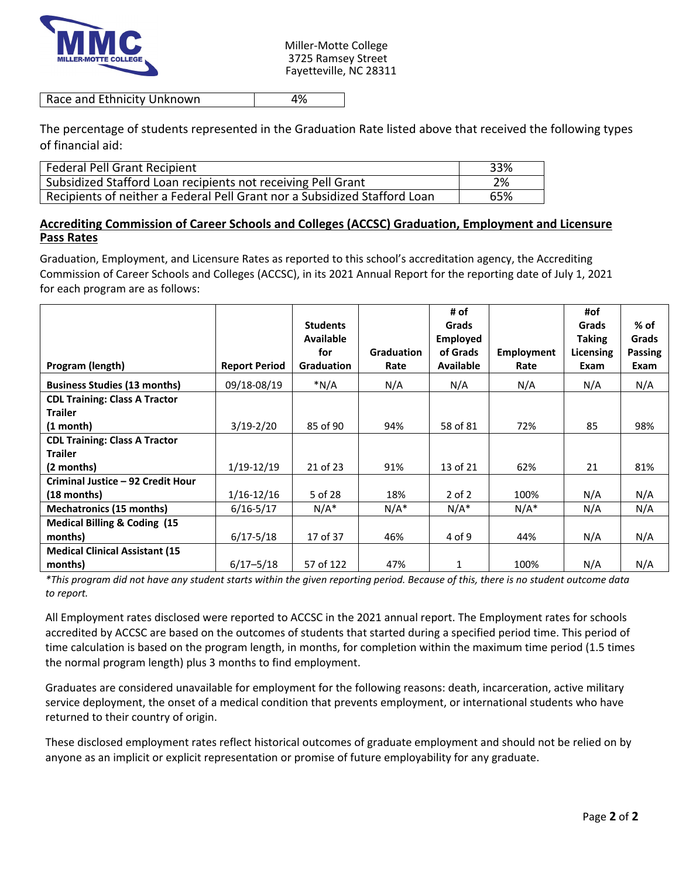Miller-Motte College
3725 Ramsey Street
Fayetteville, NC 28311

| | |
|---|---|
| Race and Ethnicity Unknown | 4% |

The percentage of students represented in the Graduation Rate listed above that received the following types of financial aid:

| | |
|---|---|
| Federal Pell Grant Recipient | 33% |
| Subsidized Stafford Loan recipients not receiving Pell Grant | 2% |
| Recipients of neither a Federal Pell Grant nor a Subsidized Stafford Loan | 65% |

## Accrediting Commission of Career Schools and Colleges (ACCSC) Graduation, Employment and Licensure Pass Rates

Graduation, Employment, and Licensure Rates as reported to this school's accreditation agency, the Accrediting Commission of Career Schools and Colleges (ACCSC), in its 2021 Annual Report for the reporting date of July 1, 2021 for each program are as follows:

| Program (length) | Report Period | Students Available for Graduation | Graduation Rate | # of Grads Employed of Grads Available | Employment Rate | #of Grads Taking Licensing Exam | % of Grads Passing Exam |
|---|---|---|---|---|---|---|---|
| **Business Studies (13 months)** | 09/18-08/19 | *N/A | N/A | N/A | N/A | N/A | N/A |
| **CDL Training: Class A Tractor Trailer (1 month)** | 3/19-2/20 | 85 of 90 | 94% | 58 of 81 | 72% | 85 | 98% |
| **CDL Training: Class A Tractor Trailer (2 months)** | 1/19-12/19 | 21 of 23 | 91% | 13 of 21 | 62% | 21 | 81% |
| **Criminal Justice – 92 Credit Hour (18 months)** | 1/16-12/16 | 5 of 28 | 18% | 2 of 2 | 100% | N/A | N/A |
| **Mechatronics (15 months)** | 6/16-5/17 | N/A* | N/A* | N/A* | N/A* | N/A | N/A |
| **Medical Billing & Coding (15 months)** | 6/17-5/18 | 17 of 37 | 46% | 4 of 9 | 44% | N/A | N/A |
| **Medical Clinical Assistant (15 months)** | 6/17–5/18 | 57 of 122 | 47% | 1 | 100% | N/A | N/A |

*\*This program did not have any student starts within the given reporting period. Because of this, there is no student outcome data to report.*

All Employment rates disclosed were reported to ACCSC in the 2021 annual report. The Employment rates for schools accredited by ACCSC are based on the outcomes of students that started during a specified period time. This period of time calculation is based on the program length, in months, for completion within the maximum time period (1.5 times the normal program length) plus 3 months to find employment.

Graduates are considered unavailable for employment for the following reasons: death, incarceration, active military service deployment, the onset of a medical condition that prevents employment, or international students who have returned to their country of origin.

These disclosed employment rates reflect historical outcomes of graduate employment and should not be relied on by anyone as an implicit or explicit representation or promise of future employability for any graduate.